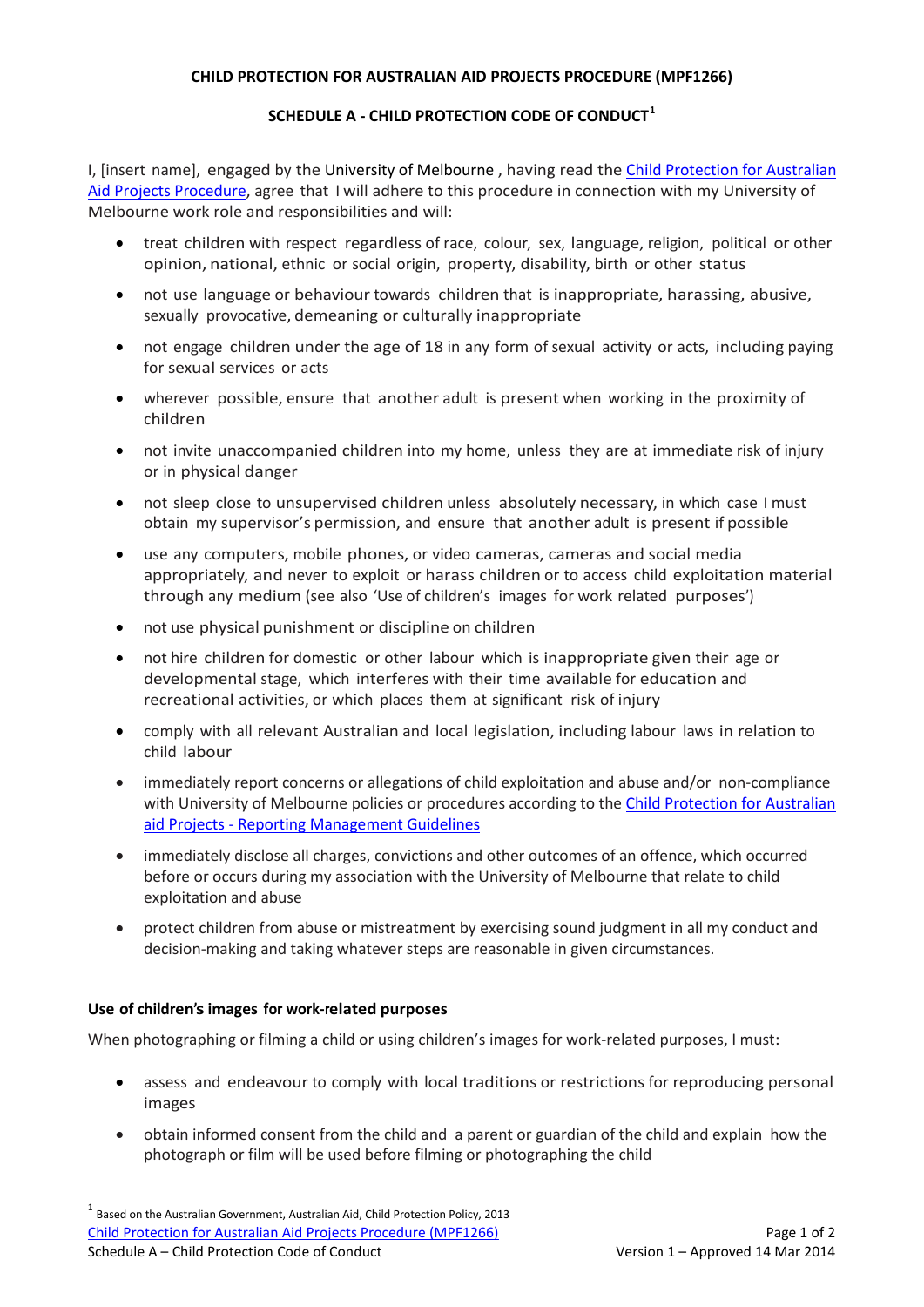**CHILD PROTECTION FOR AUSTRALIAN AID PROJECTS PROCEDURE (MPF1266)**

## SCHEDULE A - CHILD PROTECTION CODE OF CONDUCT[1]

I, [insert name], engaged by the University of Melbourne , having read the Child Protection for Australian Aid Projects Procedure, agree that I will adhere to this procedure in connection with my University of Melbourne work role and responsibilities and will:

- treat children with respect regardless of race, colour, sex, language, religion, political or other opinion, national, ethnic or social origin, property, disability, birth or other status
- not use language or behaviour towards children that is inappropriate, harassing, abusive, sexually provocative, demeaning or culturally inappropriate
- not engage children under the age of 18 in any form of sexual activity or acts, including paying for sexual services or acts
- wherever possible, ensure that another adult is present when working in the proximity of children
- not invite unaccompanied children into my home, unless they are at immediate risk of injury or in physical danger
- not sleep close to unsupervised children unless absolutely necessary, in which case I must obtain my supervisor's permission, and ensure that another adult is present if possible
- use any computers, mobile phones, or video cameras, cameras and social media appropriately, and never to exploit or harass children or to access child exploitation material through any medium (see also 'Use of children's images for work related purposes')
- not use physical punishment or discipline on children
- not hire children for domestic or other labour which is inappropriate given their age or developmental stage, which interferes with their time available for education and recreational activities, or which places them at significant risk of injury
- comply with all relevant Australian and local legislation, including labour laws in relation to child labour
- immediately report concerns or allegations of child exploitation and abuse and/or non-compliance with University of Melbourne policies or procedures according to the Child Protection for Australian aid Projects - Reporting Management Guidelines
- immediately disclose all charges, convictions and other outcomes of an offence, which occurred before or occurs during my association with the University of Melbourne that relate to child exploitation and abuse
- protect children from abuse or mistreatment by exercising sound judgment in all my conduct and decision-making and taking whatever steps are reasonable in given circumstances.

### Use of children's images for work-related purposes

When photographing or filming a child or using children's images for work-related purposes, I must:

- assess and endeavour to comply with local traditions or restrictions for reproducing personal images
- obtain informed consent from the child and a parent or guardian of the child and explain how the photograph or film will be used before filming or photographing the child

[1] Based on the Australian Government, Australian Aid, Child Protection Policy, 2013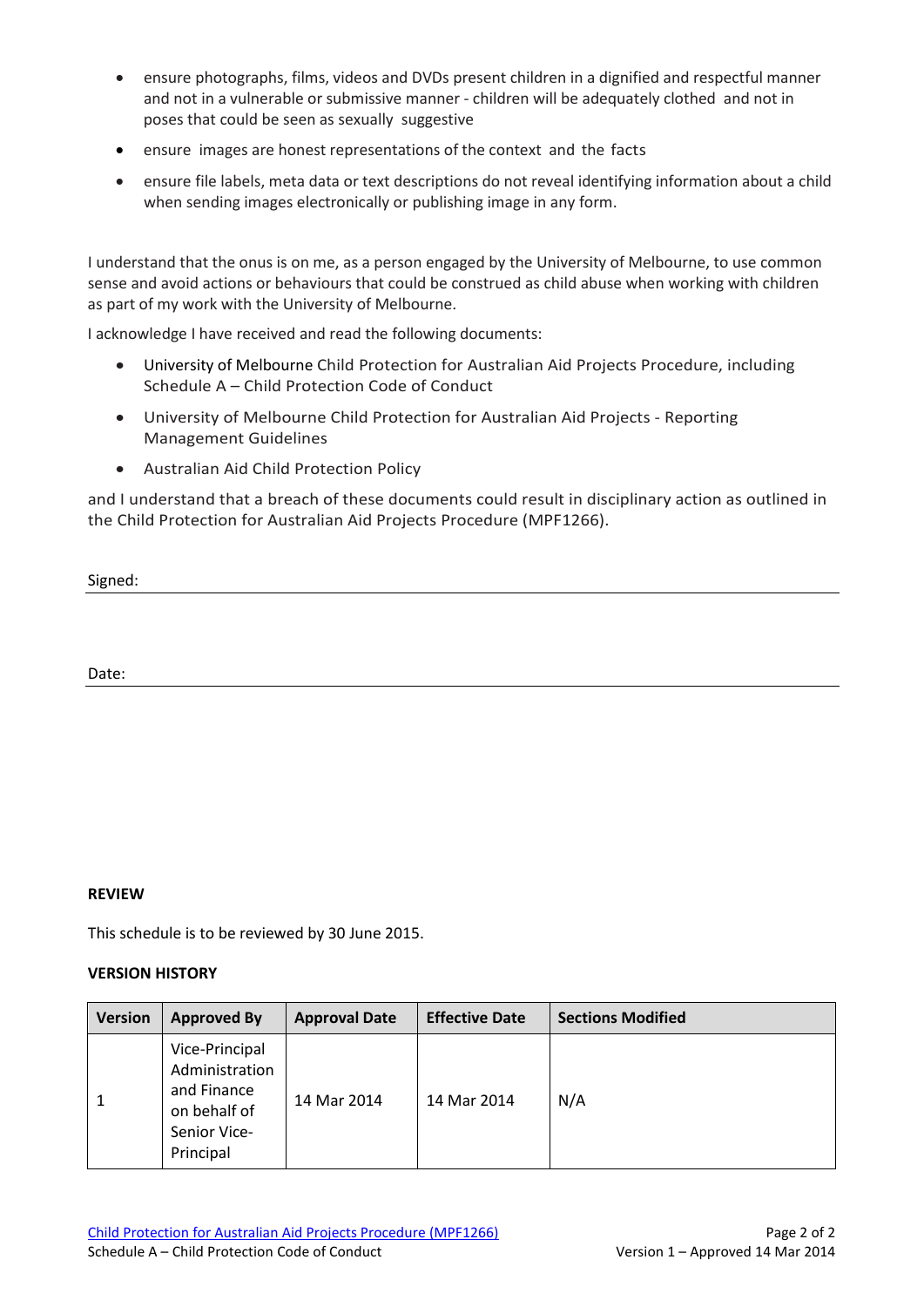- ensure photographs, films, videos and DVDs present children in a dignified and respectful manner and not in a vulnerable or submissive manner - children will be adequately clothed and not in poses that could be seen as sexually suggestive
- ensure images are honest representations of the context and the facts
- ensure file labels, meta data or text descriptions do not reveal identifying information about a child when sending images electronically or publishing image in any form.

I understand that the onus is on me, as a person engaged by the University of Melbourne, to use common sense and avoid actions or behaviours that could be construed as child abuse when working with children as part of my work with the University of Melbourne.

I acknowledge I have received and read the following documents:

- University of Melbourne Child Protection for Australian Aid Projects Procedure, including Schedule A – Child Protection Code of Conduct
- University of Melbourne Child Protection for Australian Aid Projects - Reporting Management Guidelines
- Australian Aid Child Protection Policy

and I understand that a breach of these documents could result in disciplinary action as outlined in the Child Protection for Australian Aid Projects Procedure (MPF1266).

Signed: ______________________________

Date: ______________________________

**REVIEW**

This schedule is to be reviewed by 30 June 2015.

**VERSION HISTORY**

| Version | Approved By | Approval Date | Effective Date | Sections Modified |
|---|---|---|---|---|
| 1 | Vice-Principal Administration and Finance on behalf of Senior Vice-Principal | 14 Mar 2014 | 14 Mar 2014 | N/A |